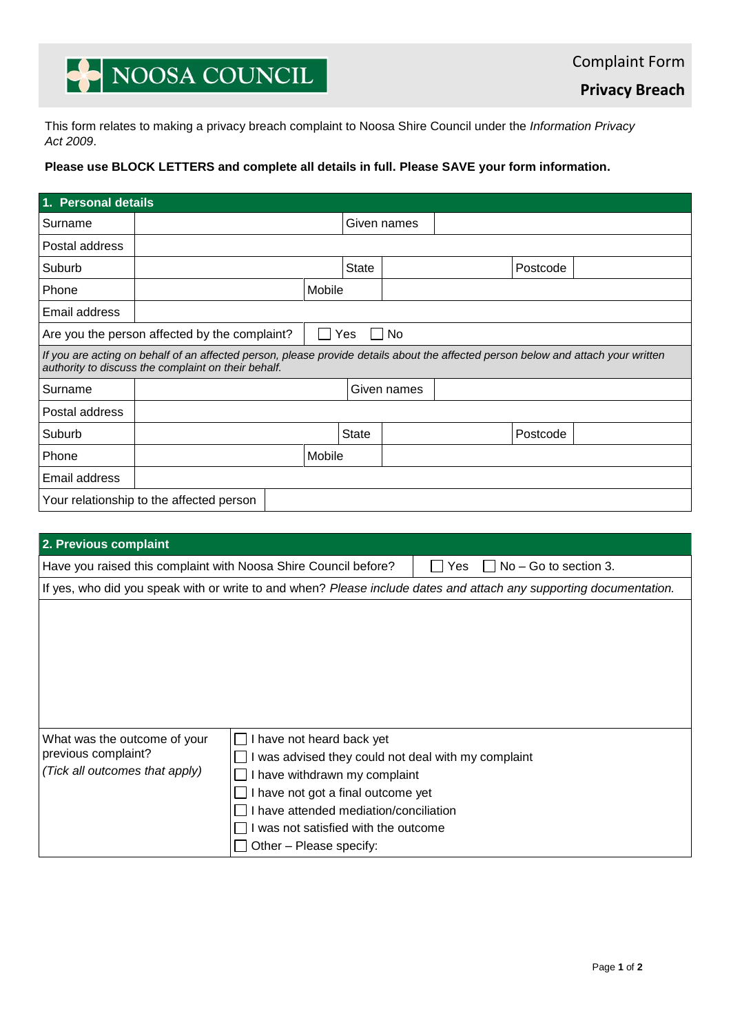NOOSA COUNCIL

# Complaint Form

## Privacy Breach

This form relates to making a privacy breach complaint to Noosa Shire Council under the *Information Privacy Act 2009*.

**Please use BLOCK LETTERS and complete all details in full. Please SAVE your form information.**

| 1. Personal details | | | | | |
|---|---|---|---|---|---|
| Surname | | Given names | | | |
| Postal address | | | | | |
| Suburb | | State | | Postcode | |
| Phone | | Mobile | | | |
| Email address | | | | | |
| Are you the person affected by the complaint? | ☐ Yes ☐ No | | | | |
| *If you are acting on behalf of an affected person, please provide details about the affected person below and attach your written authority to discuss the complaint on their behalf.* | | | | | |
| Surname | | Given names | | | |
| Postal address | | | | | |
| Suburb | | State | | Postcode | |
| Phone | | Mobile | | | |
| Email address | | | | | |
| Your relationship to the affected person | | | | | |

| 2. Previous complaint | |
|---|---|
| Have you raised this complaint with Noosa Shire Council before? | ☐ Yes ☐ No – Go to section 3. |
| If yes, who did you speak with or write to and when? *Please include dates and attach any supporting documentation.* | |
| | |
| What was the outcome of your previous complaint? *(Tick all outcomes that apply)* | ☐ I have not heard back yet<br>☐ I was advised they could not deal with my complaint<br>☐ I have withdrawn my complaint<br>☐ I have not got a final outcome yet<br>☐ I have attended mediation/conciliation<br>☐ I was not satisfied with the outcome<br>☐ Other – Please specify: |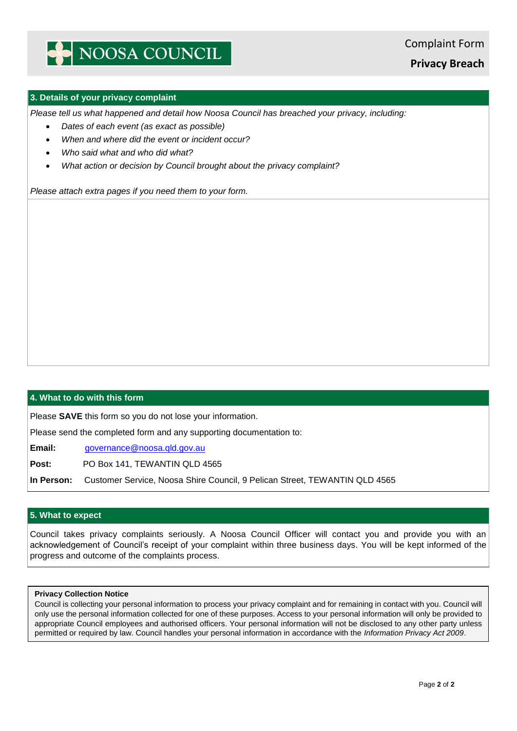NOOSA COUNCIL

Complaint Form

**Privacy Breach**

## 3. Details of your privacy complaint

*Please tell us what happened and detail how Noosa Council has breached your privacy, including:*

- *Dates of each event (as exact as possible)*
- *When and where did the event or incident occur?*
- *Who said what and who did what?*
- *What action or decision by Council brought about the privacy complaint?*

*Please attach extra pages if you need them to your form.*

## 4. What to do with this form

Please **SAVE** this form so you do not lose your information.

Please send the completed form and any supporting documentation to:

**Email:** governance@noosa.qld.gov.au

**Post:** PO Box 141, TEWANTIN QLD 4565

**In Person:** Customer Service, Noosa Shire Council, 9 Pelican Street, TEWANTIN QLD 4565

## 5. What to expect

Council takes privacy complaints seriously. A Noosa Council Officer will contact you and provide you with an acknowledgement of Council's receipt of your complaint within three business days. You will be kept informed of the progress and outcome of the complaints process.

**Privacy Collection Notice**

Council is collecting your personal information to process your privacy complaint and for remaining in contact with you. Council will only use the personal information collected for one of these purposes. Access to your personal information will only be provided to appropriate Council employees and authorised officers. Your personal information will not be disclosed to any other party unless permitted or required by law. Council handles your personal information in accordance with the *Information Privacy Act 2009*.